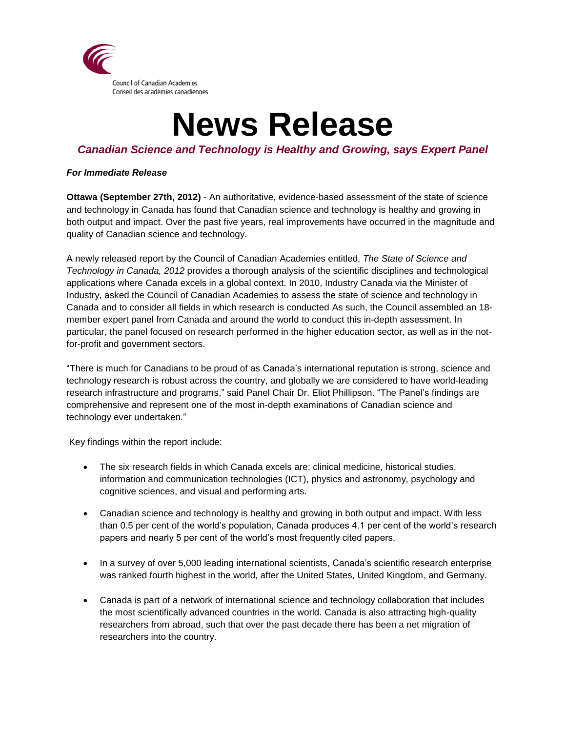Council of Canadian Academies
Conseil des académies canadiennes

# News Release

### *Canadian Science and Technology is Healthy and Growing, says Expert Panel*

***For Immediate Release***

**Ottawa (September 27th, 2012)** - An authoritative, evidence-based assessment of the state of science and technology in Canada has found that Canadian science and technology is healthy and growing in both output and impact. Over the past five years, real improvements have occurred in the magnitude and quality of Canadian science and technology.

A newly released report by the Council of Canadian Academies entitled, *The State of Science and Technology in Canada, 2012* provides a thorough analysis of the scientific disciplines and technological applications where Canada excels in a global context. In 2010, Industry Canada via the Minister of Industry, asked the Council of Canadian Academies to assess the state of science and technology in Canada and to consider all fields in which research is conducted As such, the Council assembled an 18-member expert panel from Canada and around the world to conduct this in-depth assessment. In particular, the panel focused on research performed in the higher education sector, as well as in the not-for-profit and government sectors.

"There is much for Canadians to be proud of as Canada's international reputation is strong, science and technology research is robust across the country, and globally we are considered to have world-leading research infrastructure and programs," said Panel Chair Dr. Eliot Phillipson. "The Panel's findings are comprehensive and represent one of the most in-depth examinations of Canadian science and technology ever undertaken."

Key findings within the report include:

- The six research fields in which Canada excels are: clinical medicine, historical studies, information and communication technologies (ICT), physics and astronomy, psychology and cognitive sciences, and visual and performing arts.
- Canadian science and technology is healthy and growing in both output and impact. With less than 0.5 per cent of the world's population, Canada produces 4.1 per cent of the world's research papers and nearly 5 per cent of the world's most frequently cited papers.
- In a survey of over 5,000 leading international scientists, Canada's scientific research enterprise was ranked fourth highest in the world, after the United States, United Kingdom, and Germany.
- Canada is part of a network of international science and technology collaboration that includes the most scientifically advanced countries in the world. Canada is also attracting high-quality researchers from abroad, such that over the past decade there has been a net migration of researchers into the country.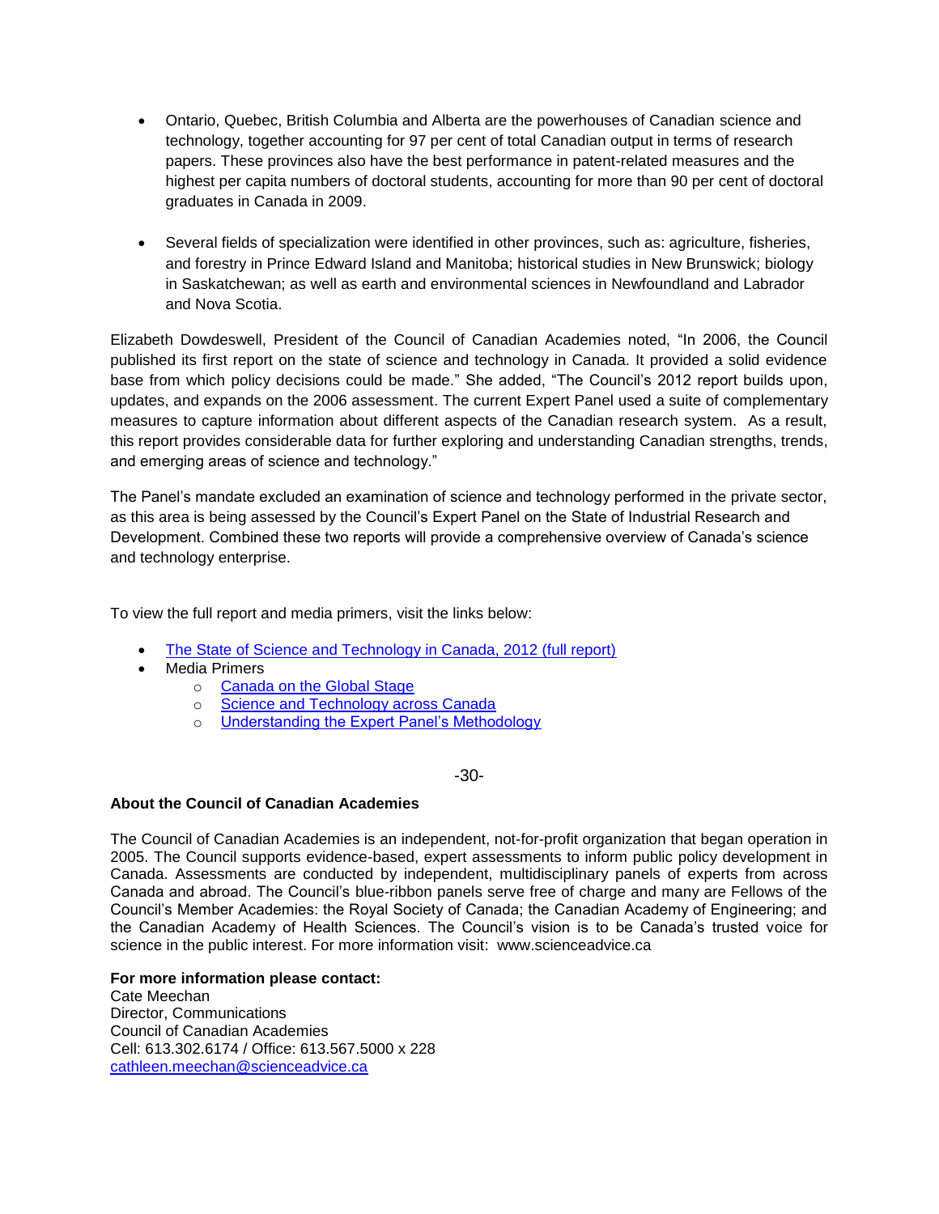- Ontario, Quebec, British Columbia and Alberta are the powerhouses of Canadian science and technology, together accounting for 97 per cent of total Canadian output in terms of research papers. These provinces also have the best performance in patent-related measures and the highest per capita numbers of doctoral students, accounting for more than 90 per cent of doctoral graduates in Canada in 2009.

- Several fields of specialization were identified in other provinces, such as: agriculture, fisheries, and forestry in Prince Edward Island and Manitoba; historical studies in New Brunswick; biology in Saskatchewan; as well as earth and environmental sciences in Newfoundland and Labrador and Nova Scotia.

Elizabeth Dowdeswell, President of the Council of Canadian Academies noted, "In 2006, the Council published its first report on the state of science and technology in Canada. It provided a solid evidence base from which policy decisions could be made." She added, "The Council's 2012 report builds upon, updates, and expands on the 2006 assessment. The current Expert Panel used a suite of complementary measures to capture information about different aspects of the Canadian research system. As a result, this report provides considerable data for further exploring and understanding Canadian strengths, trends, and emerging areas of science and technology."

The Panel's mandate excluded an examination of science and technology performed in the private sector, as this area is being assessed by the Council's Expert Panel on the State of Industrial Research and Development. Combined these two reports will provide a comprehensive overview of Canada's science and technology enterprise.

To view the full report and media primers, visit the links below:

- The State of Science and Technology in Canada, 2012 (full report)
- Media Primers
  - Canada on the Global Stage
  - Science and Technology across Canada
  - Understanding the Expert Panel's Methodology

-30-

**About the Council of Canadian Academies**

The Council of Canadian Academies is an independent, not-for-profit organization that began operation in 2005. The Council supports evidence-based, expert assessments to inform public policy development in Canada. Assessments are conducted by independent, multidisciplinary panels of experts from across Canada and abroad. The Council's blue-ribbon panels serve free of charge and many are Fellows of the Council's Member Academies: the Royal Society of Canada; the Canadian Academy of Engineering; and the Canadian Academy of Health Sciences. The Council's vision is to be Canada's trusted voice for science in the public interest. For more information visit: www.scienceadvice.ca

**For more information please contact:**
Cate Meechan
Director, Communications
Council of Canadian Academies
Cell: 613.302.6174 / Office: 613.567.5000 x 228
cathleen.meechan@scienceadvice.ca